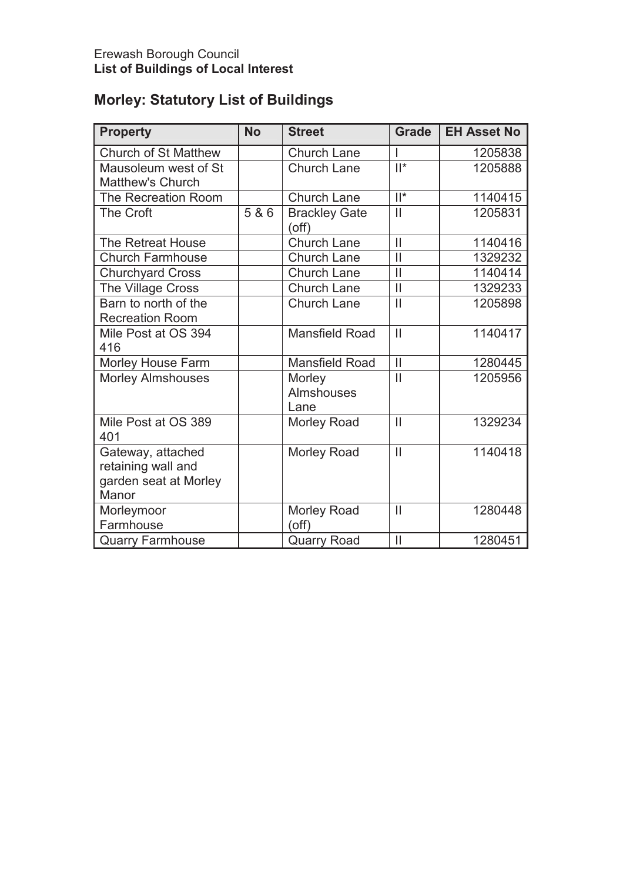Erewash Borough Council
**List of Buildings of Local Interest**

## Morley: Statutory List of Buildings

| Property | No | Street | Grade | EH Asset No |
|---|---|---|---|---|
| Church of St Matthew | | Church Lane | I | 1205838 |
| Mausoleum west of St Matthew's Church | | Church Lane | II* | 1205888 |
| The Recreation Room | | Church Lane | II* | 1140415 |
| The Croft | 5 & 6 | Brackley Gate (off) | II | 1205831 |
| The Retreat House | | Church Lane | II | 1140416 |
| Church Farmhouse | | Church Lane | II | 1329232 |
| Churchyard Cross | | Church Lane | II | 1140414 |
| The Village Cross | | Church Lane | II | 1329233 |
| Barn to north of the Recreation Room | | Church Lane | II | 1205898 |
| Mile Post at OS 394 416 | | Mansfield Road | II | 1140417 |
| Morley House Farm | | Mansfield Road | II | 1280445 |
| Morley Almshouses | | Morley Almshouses Lane | II | 1205956 |
| Mile Post at OS 389 401 | | Morley Road | II | 1329234 |
| Gateway, attached retaining wall and garden seat at Morley Manor | | Morley Road | II | 1140418 |
| Morleymoor Farmhouse | | Morley Road (off) | II | 1280448 |
| Quarry Farmhouse | | Quarry Road | II | 1280451 |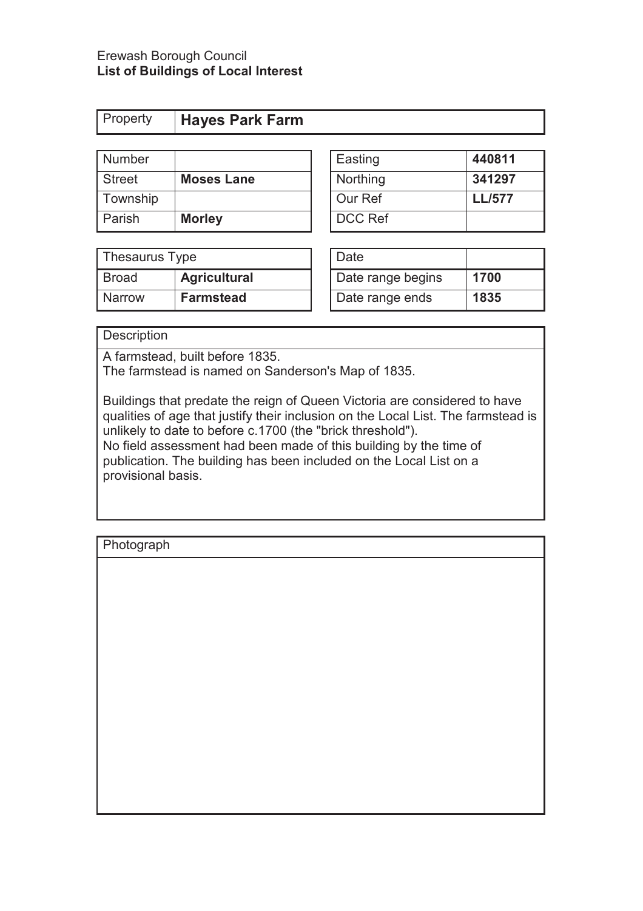Erewash Borough Council
**List of Buildings of Local Interest**

| Property | **Hayes Park Farm** |
|---|---|

| Number | |
|---|---|
| Street | **Moses Lane** |
| Township | |
| Parish | **Morley** |

| Easting | **440811** |
|---|---|
| Northing | **341297** |
| Our Ref | **LL/577** |
| DCC Ref | |

| Thesaurus Type | |
|---|---|
| Broad | **Agricultural** |
| Narrow | **Farmstead** |

| Date | |
|---|---|
| Date range begins | **1700** |
| Date range ends | **1835** |

Description

A farmstead, built before 1835.
The farmstead is named on Sanderson's Map of 1835.

Buildings that predate the reign of Queen Victoria are considered to have qualities of age that justify their inclusion on the Local List. The farmstead is unlikely to date to before c.1700 (the "brick threshold").
No field assessment had been made of this building by the time of publication. The building has been included on the Local List on a provisional basis.

Photograph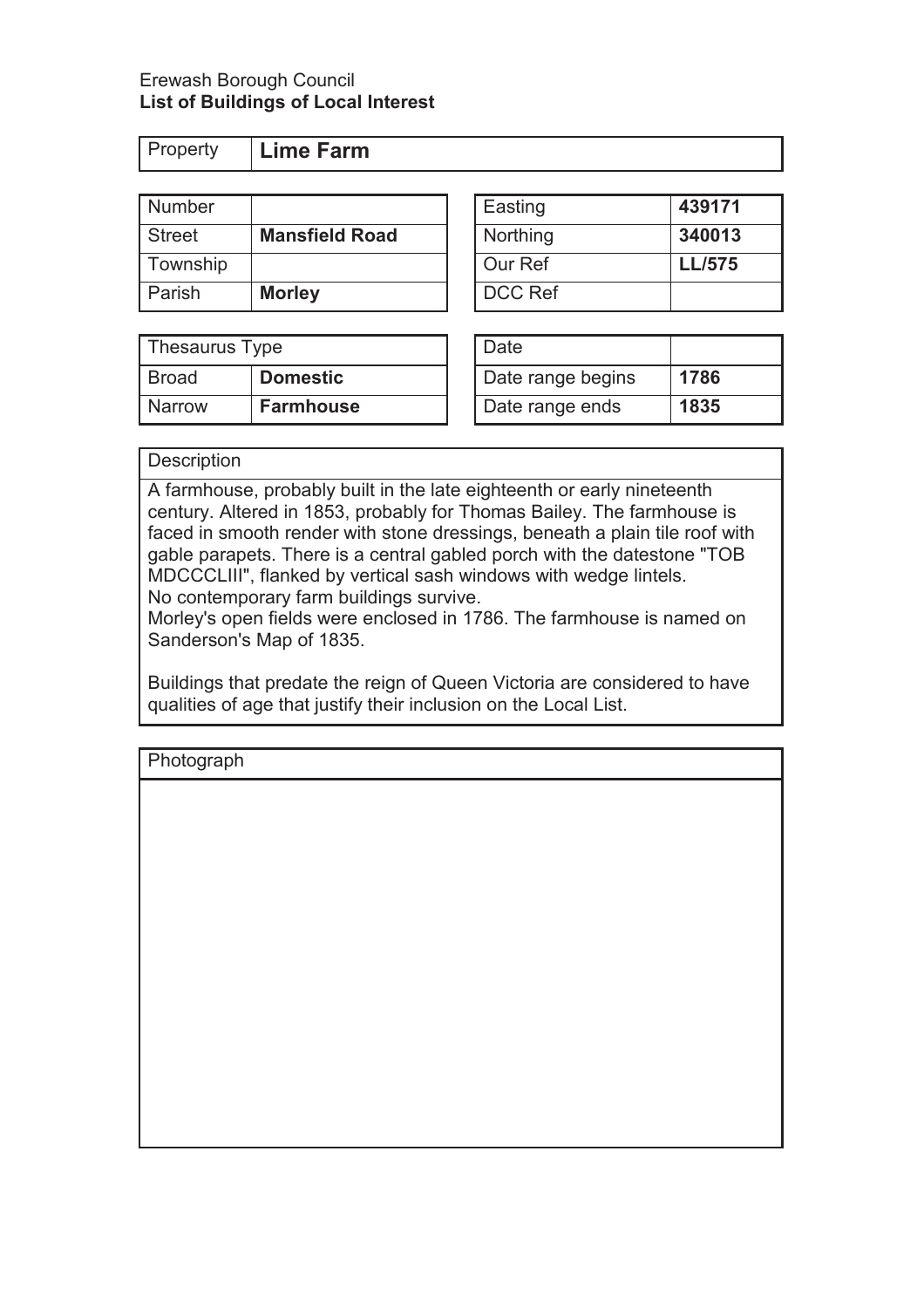Erewash Borough Council
**List of Buildings of Local Interest**

| Property | **Lime Farm** |
|---|---|

| Number | |
|---|---|
| Street | **Mansfield Road** |
| Township | |
| Parish | **Morley** |

| Easting | **439171** |
|---|---|
| Northing | **340013** |
| Our Ref | **LL/575** |
| DCC Ref | |

| Thesaurus Type | |
|---|---|
| Broad | **Domestic** |
| Narrow | **Farmhouse** |

| Date | |
|---|---|
| Date range begins | **1786** |
| Date range ends | **1835** |

| Description |
|---|
| A farmhouse, probably built in the late eighteenth or early nineteenth century. Altered in 1853, probably for Thomas Bailey. The farmhouse is faced in smooth render with stone dressings, beneath a plain tile roof with gable parapets. There is a central gabled porch with the datestone "TOB MDCCCLIII", flanked by vertical sash windows with wedge lintels.<br>No contemporary farm buildings survive.<br>Morley's open fields were enclosed in 1786. The farmhouse is named on Sanderson's Map of 1835.<br><br>Buildings that predate the reign of Queen Victoria are considered to have qualities of age that justify their inclusion on the Local List. |

| Photograph |
|---|
| |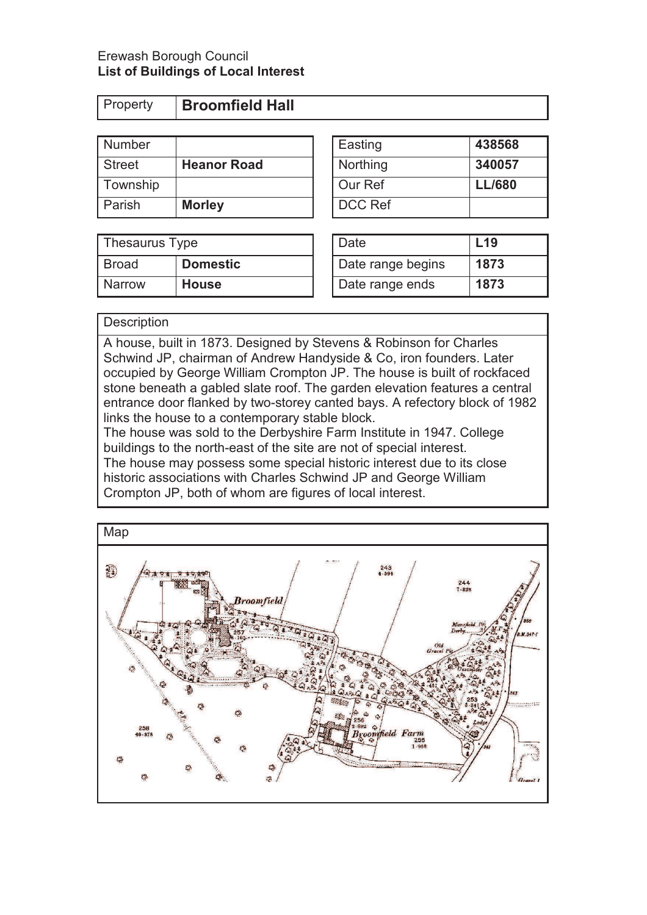Erewash Borough Council
**List of Buildings of Local Interest**

| Property | **Broomfield Hall** |
|---|---|

| Number | |
|---|---|
| Street | **Heanor Road** |
| Township | |
| Parish | **Morley** |

| Easting | **438568** |
|---|---|
| Northing | **340057** |
| Our Ref | **LL/680** |
| DCC Ref | |

| Thesaurus Type | |
|---|---|
| Broad | **Domestic** |
| Narrow | **House** |

| Date | **L19** |
|---|---|
| Date range begins | **1873** |
| Date range ends | **1873** |

Description

A house, built in 1873. Designed by Stevens & Robinson for Charles Schwind JP, chairman of Andrew Handyside & Co, iron founders. Later occupied by George William Crompton JP. The house is built of rockfaced stone beneath a gabled slate roof. The garden elevation features a central entrance door flanked by two-storey canted bays. A refectory block of 1982 links the house to a contemporary stable block.

The house was sold to the Derbyshire Farm Institute in 1947. College buildings to the north-east of the site are not of special interest.

The house may possess some special historic interest due to its close historic associations with Charles Schwind JP and George William Crompton JP, both of whom are figures of local interest.

Map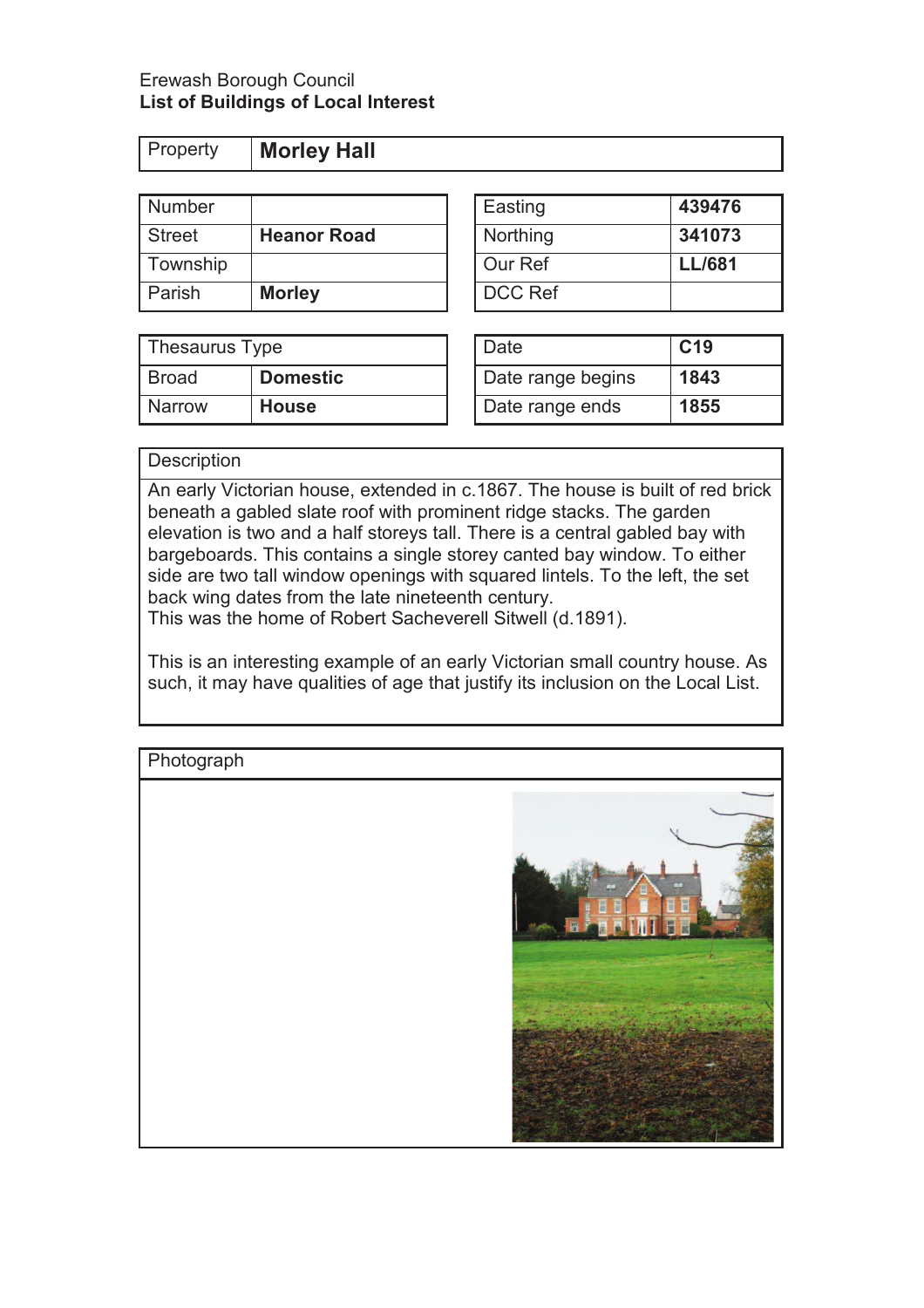Erewash Borough Council
**List of Buildings of Local Interest**

| Property | **Morley Hall** |
|---|---|

| Number | |
|---|---|
| Street | **Heanor Road** |
| Township | |
| Parish | **Morley** |

| Easting | **439476** |
|---|---|
| Northing | **341073** |
| Our Ref | **LL/681** |
| DCC Ref | |

| Thesaurus Type | |
|---|---|
| Broad | **Domestic** |
| Narrow | **House** |

| Date | **C19** |
|---|---|
| Date range begins | **1843** |
| Date range ends | **1855** |

**Description**

An early Victorian house, extended in c.1867. The house is built of red brick beneath a gabled slate roof with prominent ridge stacks. The garden elevation is two and a half storeys tall. There is a central gabled bay with bargeboards. This contains a single storey canted bay window. To either side are two tall window openings with squared lintels. To the left, the set back wing dates from the late nineteenth century.
This was the home of Robert Sacheverell Sitwell (d.1891).

This is an interesting example of an early Victorian small country house. As such, it may have qualities of age that justify its inclusion on the Local List.

**Photograph**